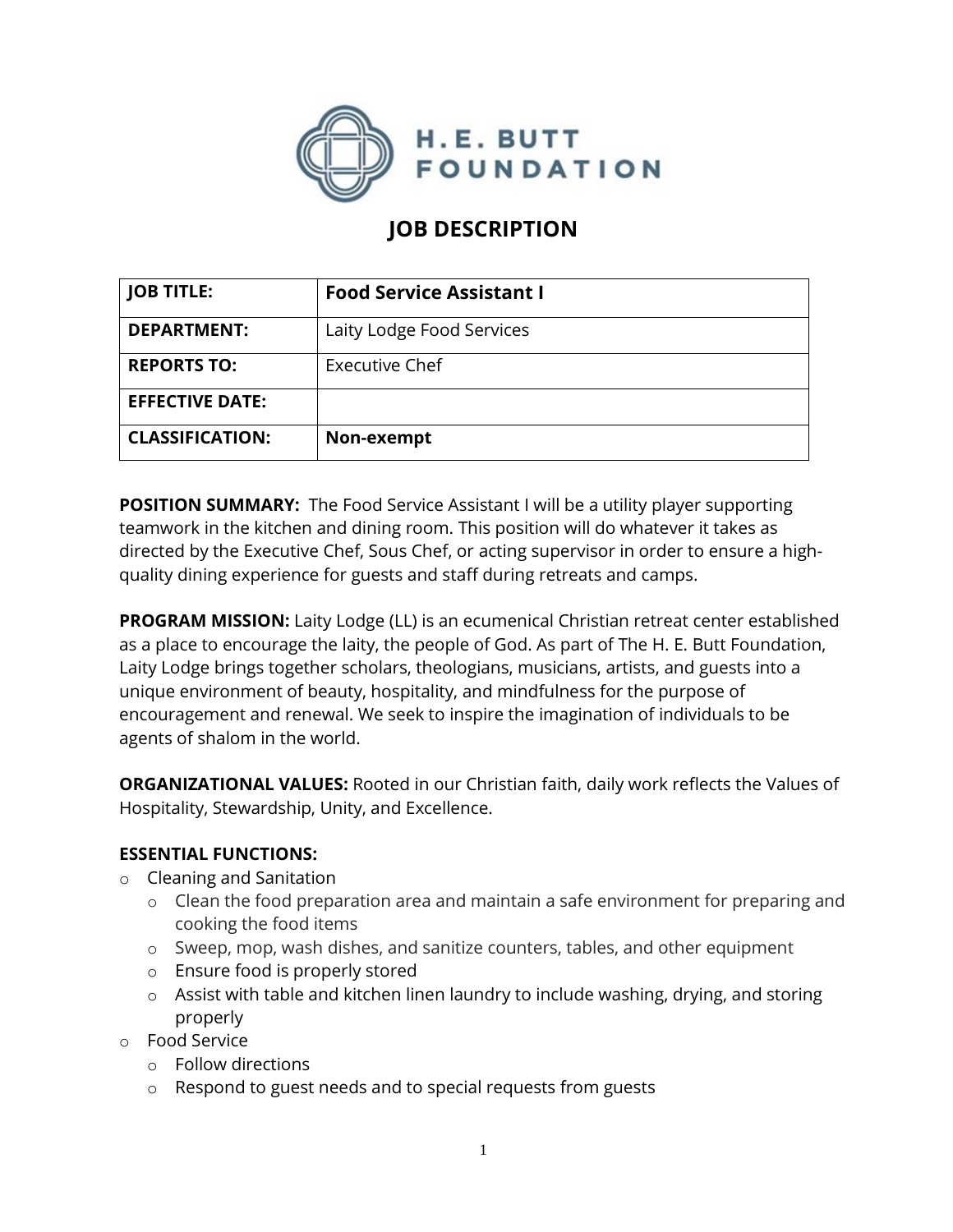H. E. BUTT FOUNDATION

# JOB DESCRIPTION

| JOB TITLE: | **Food Service Assistant I** |
|---|---|
| **DEPARTMENT:** | Laity Lodge Food Services |
| **REPORTS TO:** | Executive Chef |
| **EFFECTIVE DATE:** | |
| **CLASSIFICATION:** | **Non-exempt** |

**POSITION SUMMARY:** The Food Service Assistant I will be a utility player supporting teamwork in the kitchen and dining room. This position will do whatever it takes as directed by the Executive Chef, Sous Chef, or acting supervisor in order to ensure a high-quality dining experience for guests and staff during retreats and camps.

**PROGRAM MISSION:** Laity Lodge (LL) is an ecumenical Christian retreat center established as a place to encourage the laity, the people of God. As part of The H. E. Butt Foundation, Laity Lodge brings together scholars, theologians, musicians, artists, and guests into a unique environment of beauty, hospitality, and mindfulness for the purpose of encouragement and renewal. We seek to inspire the imagination of individuals to be agents of shalom in the world.

**ORGANIZATIONAL VALUES:** Rooted in our Christian faith, daily work reflects the Values of Hospitality, Stewardship, Unity, and Excellence.

**ESSENTIAL FUNCTIONS:**

- Cleaning and Sanitation
  - Clean the food preparation area and maintain a safe environment for preparing and cooking the food items
  - Sweep, mop, wash dishes, and sanitize counters, tables, and other equipment
  - Ensure food is properly stored
  - Assist with table and kitchen linen laundry to include washing, drying, and storing properly
- Food Service
  - Follow directions
  - Respond to guest needs and to special requests from guests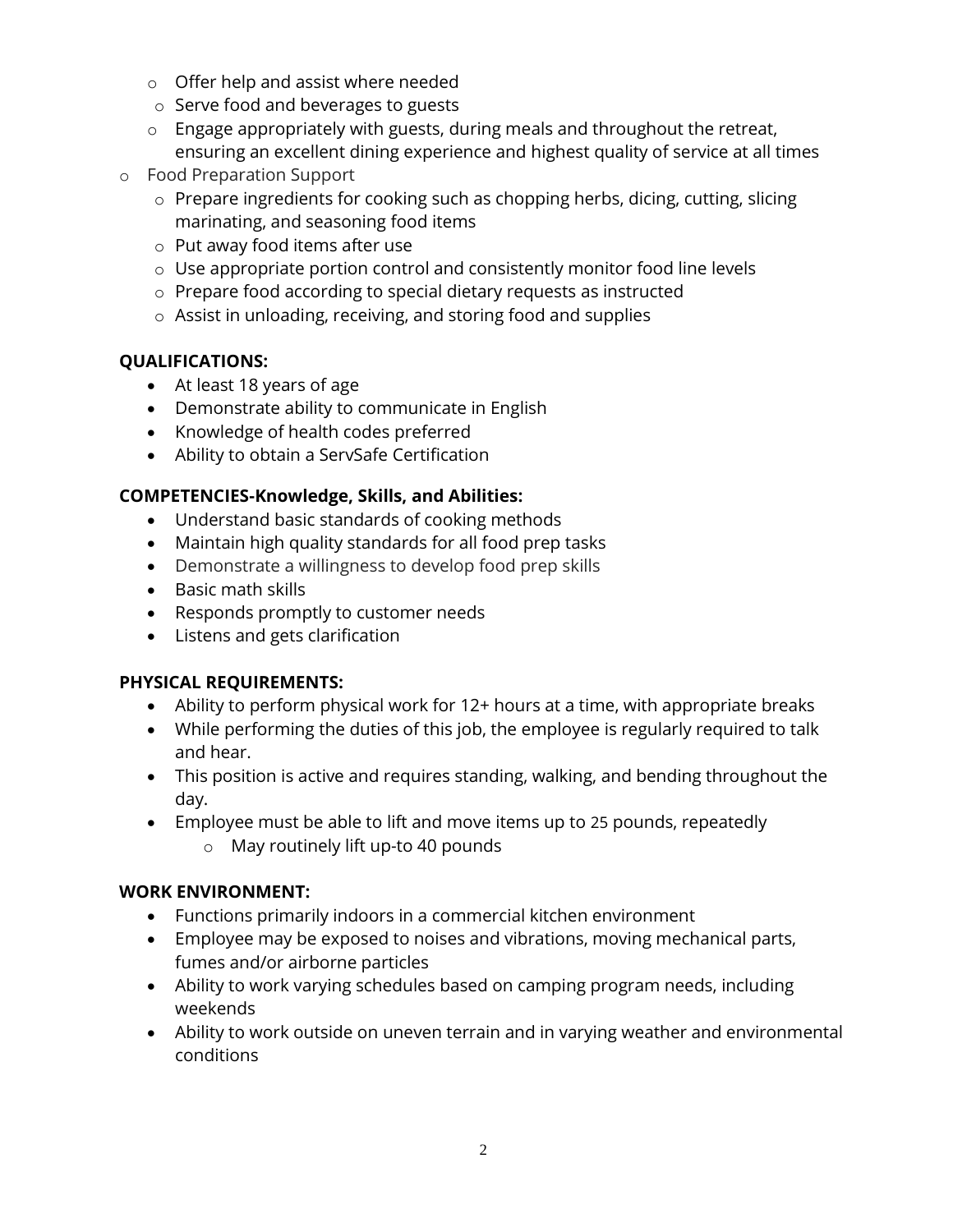- Offer help and assist where needed
  - Serve food and beverages to guests
  - Engage appropriately with guests, during meals and throughout the retreat, ensuring an excellent dining experience and highest quality of service at all times
- Food Preparation Support
  - Prepare ingredients for cooking such as chopping herbs, dicing, cutting, slicing marinating, and seasoning food items
  - Put away food items after use
  - Use appropriate portion control and consistently monitor food line levels
  - Prepare food according to special dietary requests as instructed
  - Assist in unloading, receiving, and storing food and supplies

**QUALIFICATIONS:**

- At least 18 years of age
- Demonstrate ability to communicate in English
- Knowledge of health codes preferred
- Ability to obtain a ServSafe Certification

**COMPETENCIES-Knowledge, Skills, and Abilities:**

- Understand basic standards of cooking methods
- Maintain high quality standards for all food prep tasks
- Demonstrate a willingness to develop food prep skills
- Basic math skills
- Responds promptly to customer needs
- Listens and gets clarification

**PHYSICAL REQUIREMENTS:**

- Ability to perform physical work for 12+ hours at a time, with appropriate breaks
- While performing the duties of this job, the employee is regularly required to talk and hear.
- This position is active and requires standing, walking, and bending throughout the day.
- Employee must be able to lift and move items up to 25 pounds, repeatedly
  - May routinely lift up-to 40 pounds

**WORK ENVIRONMENT:**

- Functions primarily indoors in a commercial kitchen environment
- Employee may be exposed to noises and vibrations, moving mechanical parts, fumes and/or airborne particles
- Ability to work varying schedules based on camping program needs, including weekends
- Ability to work outside on uneven terrain and in varying weather and environmental conditions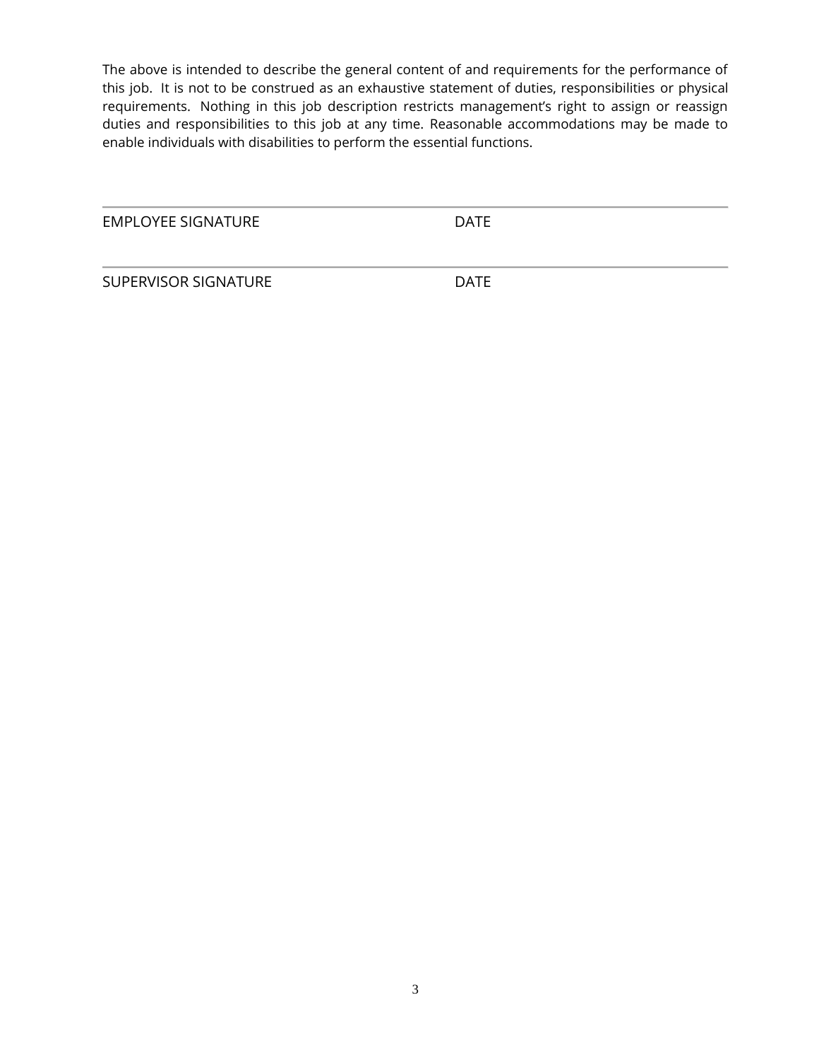The above is intended to describe the general content of and requirements for the performance of this job. It is not to be construed as an exhaustive statement of duties, responsibilities or physical requirements. Nothing in this job description restricts management's right to assign or reassign duties and responsibilities to this job at any time. Reasonable accommodations may be made to enable individuals with disabilities to perform the essential functions.

---

EMPLOYEE SIGNATURE DATE

---

SUPERVISOR SIGNATURE DATE